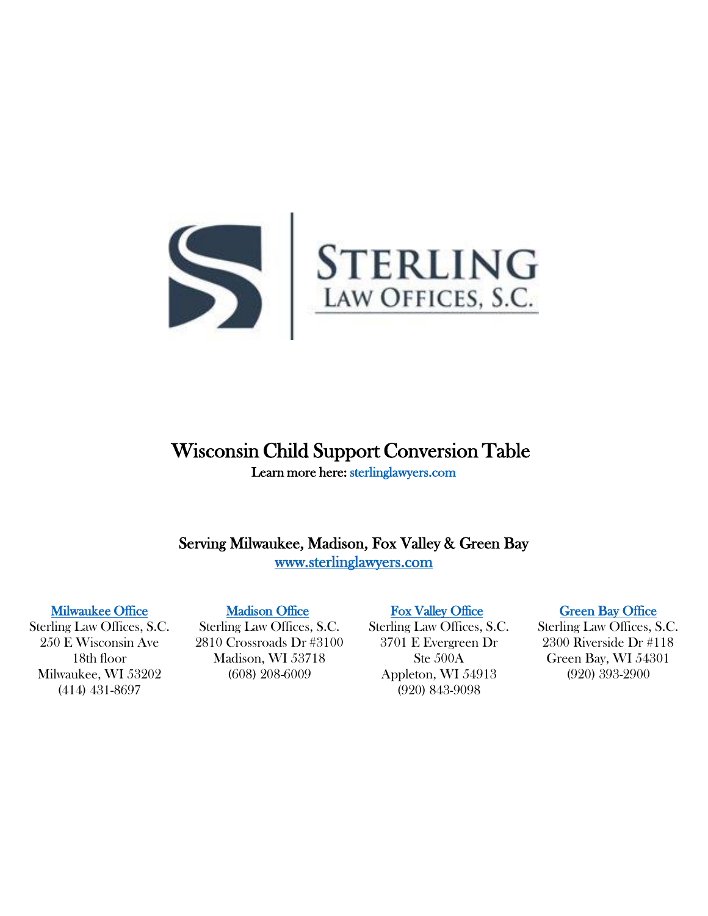STERLING
LAW OFFICES, S.C.

# Wisconsin Child Support Conversion Table

**Learn more here: sterlinglawyers.com**

**Serving Milwaukee, Madison, Fox Valley & Green Bay**
**www.sterlinglawyers.com**

**Milwaukee Office**
Sterling Law Offices, S.C.
250 E Wisconsin Ave
18th floor
Milwaukee, WI 53202
(414) 431-8697

**Madison Office**
Sterling Law Offices, S.C.
2810 Crossroads Dr #3100
Madison, WI 53718
(608) 208-6009

**Fox Valley Office**
Sterling Law Offices, S.C.
3701 E Evergreen Dr
Ste 500A
Appleton, WI 54913
(920) 843-9098

**Green Bay Office**
Sterling Law Offices, S.C.
2300 Riverside Dr #118
Green Bay, WI 54301
(920) 393-2900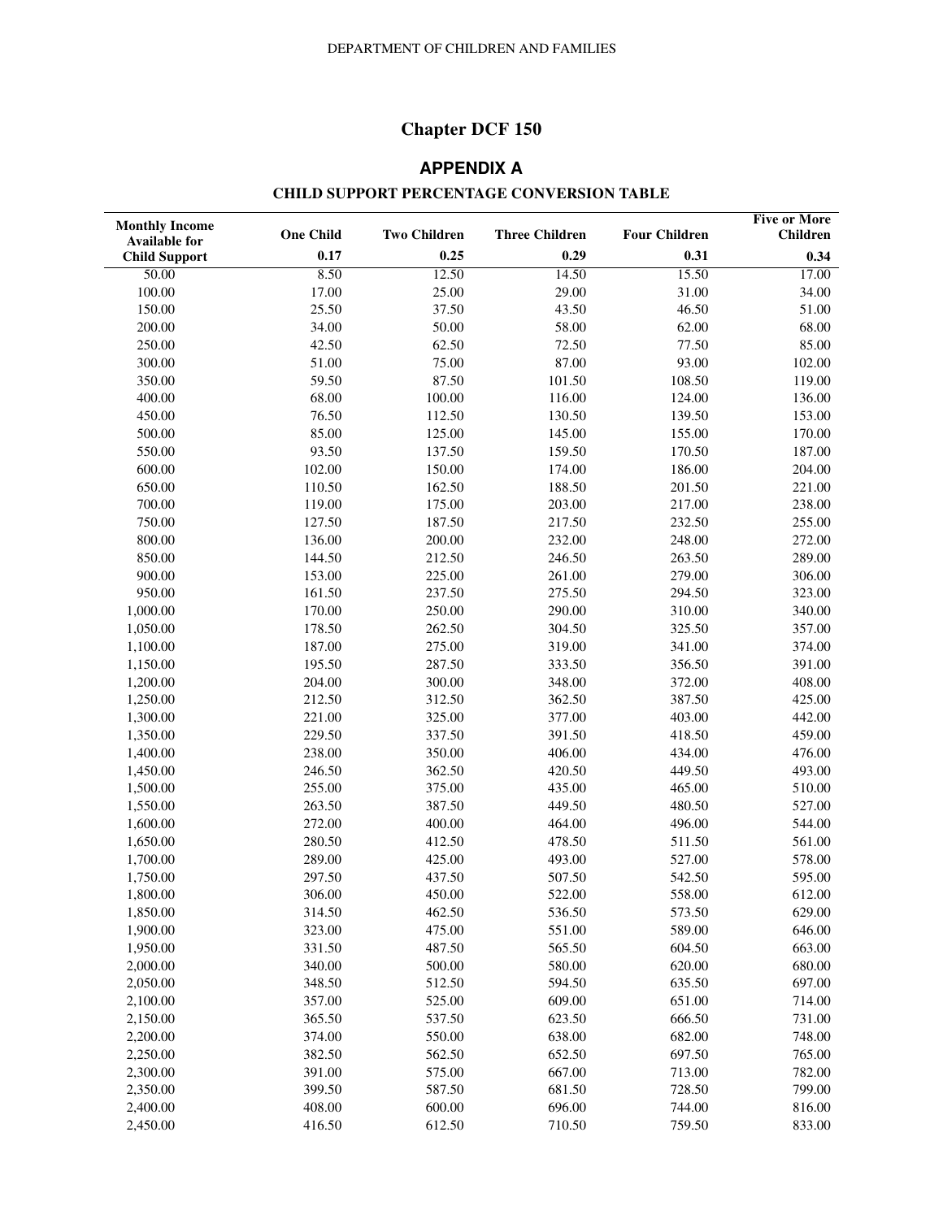# Chapter DCF 150

## APPENDIX A

### CHILD SUPPORT PERCENTAGE CONVERSION TABLE

| Monthly Income Available for Child Support | One Child 0.17 | Two Children 0.25 | Three Children 0.29 | Four Children 0.31 | Five or More Children 0.34 |
|---|---|---|---|---|---|
| 50.00 | 8.50 | 12.50 | 14.50 | 15.50 | 17.00 |
| 100.00 | 17.00 | 25.00 | 29.00 | 31.00 | 34.00 |
| 150.00 | 25.50 | 37.50 | 43.50 | 46.50 | 51.00 |
| 200.00 | 34.00 | 50.00 | 58.00 | 62.00 | 68.00 |
| 250.00 | 42.50 | 62.50 | 72.50 | 77.50 | 85.00 |
| 300.00 | 51.00 | 75.00 | 87.00 | 93.00 | 102.00 |
| 350.00 | 59.50 | 87.50 | 101.50 | 108.50 | 119.00 |
| 400.00 | 68.00 | 100.00 | 116.00 | 124.00 | 136.00 |
| 450.00 | 76.50 | 112.50 | 130.50 | 139.50 | 153.00 |
| 500.00 | 85.00 | 125.00 | 145.00 | 155.00 | 170.00 |
| 550.00 | 93.50 | 137.50 | 159.50 | 170.50 | 187.00 |
| 600.00 | 102.00 | 150.00 | 174.00 | 186.00 | 204.00 |
| 650.00 | 110.50 | 162.50 | 188.50 | 201.50 | 221.00 |
| 700.00 | 119.00 | 175.00 | 203.00 | 217.00 | 238.00 |
| 750.00 | 127.50 | 187.50 | 217.50 | 232.50 | 255.00 |
| 800.00 | 136.00 | 200.00 | 232.00 | 248.00 | 272.00 |
| 850.00 | 144.50 | 212.50 | 246.50 | 263.50 | 289.00 |
| 900.00 | 153.00 | 225.00 | 261.00 | 279.00 | 306.00 |
| 950.00 | 161.50 | 237.50 | 275.50 | 294.50 | 323.00 |
| 1,000.00 | 170.00 | 250.00 | 290.00 | 310.00 | 340.00 |
| 1,050.00 | 178.50 | 262.50 | 304.50 | 325.50 | 357.00 |
| 1,100.00 | 187.00 | 275.00 | 319.00 | 341.00 | 374.00 |
| 1,150.00 | 195.50 | 287.50 | 333.50 | 356.50 | 391.00 |
| 1,200.00 | 204.00 | 300.00 | 348.00 | 372.00 | 408.00 |
| 1,250.00 | 212.50 | 312.50 | 362.50 | 387.50 | 425.00 |
| 1,300.00 | 221.00 | 325.00 | 377.00 | 403.00 | 442.00 |
| 1,350.00 | 229.50 | 337.50 | 391.50 | 418.50 | 459.00 |
| 1,400.00 | 238.00 | 350.00 | 406.00 | 434.00 | 476.00 |
| 1,450.00 | 246.50 | 362.50 | 420.50 | 449.50 | 493.00 |
| 1,500.00 | 255.00 | 375.00 | 435.00 | 465.00 | 510.00 |
| 1,550.00 | 263.50 | 387.50 | 449.50 | 480.50 | 527.00 |
| 1,600.00 | 272.00 | 400.00 | 464.00 | 496.00 | 544.00 |
| 1,650.00 | 280.50 | 412.50 | 478.50 | 511.50 | 561.00 |
| 1,700.00 | 289.00 | 425.00 | 493.00 | 527.00 | 578.00 |
| 1,750.00 | 297.50 | 437.50 | 507.50 | 542.50 | 595.00 |
| 1,800.00 | 306.00 | 450.00 | 522.00 | 558.00 | 612.00 |
| 1,850.00 | 314.50 | 462.50 | 536.50 | 573.50 | 629.00 |
| 1,900.00 | 323.00 | 475.00 | 551.00 | 589.00 | 646.00 |
| 1,950.00 | 331.50 | 487.50 | 565.50 | 604.50 | 663.00 |
| 2,000.00 | 340.00 | 500.00 | 580.00 | 620.00 | 680.00 |
| 2,050.00 | 348.50 | 512.50 | 594.50 | 635.50 | 697.00 |
| 2,100.00 | 357.00 | 525.00 | 609.00 | 651.00 | 714.00 |
| 2,150.00 | 365.50 | 537.50 | 623.50 | 666.50 | 731.00 |
| 2,200.00 | 374.00 | 550.00 | 638.00 | 682.00 | 748.00 |
| 2,250.00 | 382.50 | 562.50 | 652.50 | 697.50 | 765.00 |
| 2,300.00 | 391.00 | 575.00 | 667.00 | 713.00 | 782.00 |
| 2,350.00 | 399.50 | 587.50 | 681.50 | 728.50 | 799.00 |
| 2,400.00 | 408.00 | 600.00 | 696.00 | 744.00 | 816.00 |
| 2,450.00 | 416.50 | 612.50 | 710.50 | 759.50 | 833.00 |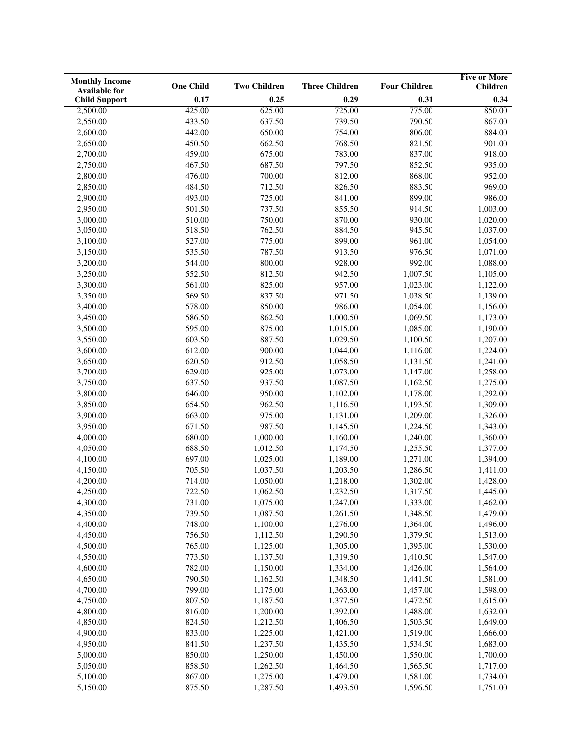| Monthly Income Available for Child Support | One Child | Two Children | Three Children | Four Children | Five or More Children |
|---|---|---|---|---|---|
| | 0.17 | 0.25 | 0.29 | 0.31 | 0.34 |
| 2,500.00 | 425.00 | 625.00 | 725.00 | 775.00 | 850.00 |
| 2,550.00 | 433.50 | 637.50 | 739.50 | 790.50 | 867.00 |
| 2,600.00 | 442.00 | 650.00 | 754.00 | 806.00 | 884.00 |
| 2,650.00 | 450.50 | 662.50 | 768.50 | 821.50 | 901.00 |
| 2,700.00 | 459.00 | 675.00 | 783.00 | 837.00 | 918.00 |
| 2,750.00 | 467.50 | 687.50 | 797.50 | 852.50 | 935.00 |
| 2,800.00 | 476.00 | 700.00 | 812.00 | 868.00 | 952.00 |
| 2,850.00 | 484.50 | 712.50 | 826.50 | 883.50 | 969.00 |
| 2,900.00 | 493.00 | 725.00 | 841.00 | 899.00 | 986.00 |
| 2,950.00 | 501.50 | 737.50 | 855.50 | 914.50 | 1,003.00 |
| 3,000.00 | 510.00 | 750.00 | 870.00 | 930.00 | 1,020.00 |
| 3,050.00 | 518.50 | 762.50 | 884.50 | 945.50 | 1,037.00 |
| 3,100.00 | 527.00 | 775.00 | 899.00 | 961.00 | 1,054.00 |
| 3,150.00 | 535.50 | 787.50 | 913.50 | 976.50 | 1,071.00 |
| 3,200.00 | 544.00 | 800.00 | 928.00 | 992.00 | 1,088.00 |
| 3,250.00 | 552.50 | 812.50 | 942.50 | 1,007.50 | 1,105.00 |
| 3,300.00 | 561.00 | 825.00 | 957.00 | 1,023.00 | 1,122.00 |
| 3,350.00 | 569.50 | 837.50 | 971.50 | 1,038.50 | 1,139.00 |
| 3,400.00 | 578.00 | 850.00 | 986.00 | 1,054.00 | 1,156.00 |
| 3,450.00 | 586.50 | 862.50 | 1,000.50 | 1,069.50 | 1,173.00 |
| 3,500.00 | 595.00 | 875.00 | 1,015.00 | 1,085.00 | 1,190.00 |
| 3,550.00 | 603.50 | 887.50 | 1,029.50 | 1,100.50 | 1,207.00 |
| 3,600.00 | 612.00 | 900.00 | 1,044.00 | 1,116.00 | 1,224.00 |
| 3,650.00 | 620.50 | 912.50 | 1,058.50 | 1,131.50 | 1,241.00 |
| 3,700.00 | 629.00 | 925.00 | 1,073.00 | 1,147.00 | 1,258.00 |
| 3,750.00 | 637.50 | 937.50 | 1,087.50 | 1,162.50 | 1,275.00 |
| 3,800.00 | 646.00 | 950.00 | 1,102.00 | 1,178.00 | 1,292.00 |
| 3,850.00 | 654.50 | 962.50 | 1,116.50 | 1,193.50 | 1,309.00 |
| 3,900.00 | 663.00 | 975.00 | 1,131.00 | 1,209.00 | 1,326.00 |
| 3,950.00 | 671.50 | 987.50 | 1,145.50 | 1,224.50 | 1,343.00 |
| 4,000.00 | 680.00 | 1,000.00 | 1,160.00 | 1,240.00 | 1,360.00 |
| 4,050.00 | 688.50 | 1,012.50 | 1,174.50 | 1,255.50 | 1,377.00 |
| 4,100.00 | 697.00 | 1,025.00 | 1,189.00 | 1,271.00 | 1,394.00 |
| 4,150.00 | 705.50 | 1,037.50 | 1,203.50 | 1,286.50 | 1,411.00 |
| 4,200.00 | 714.00 | 1,050.00 | 1,218.00 | 1,302.00 | 1,428.00 |
| 4,250.00 | 722.50 | 1,062.50 | 1,232.50 | 1,317.50 | 1,445.00 |
| 4,300.00 | 731.00 | 1,075.00 | 1,247.00 | 1,333.00 | 1,462.00 |
| 4,350.00 | 739.50 | 1,087.50 | 1,261.50 | 1,348.50 | 1,479.00 |
| 4,400.00 | 748.00 | 1,100.00 | 1,276.00 | 1,364.00 | 1,496.00 |
| 4,450.00 | 756.50 | 1,112.50 | 1,290.50 | 1,379.50 | 1,513.00 |
| 4,500.00 | 765.00 | 1,125.00 | 1,305.00 | 1,395.00 | 1,530.00 |
| 4,550.00 | 773.50 | 1,137.50 | 1,319.50 | 1,410.50 | 1,547.00 |
| 4,600.00 | 782.00 | 1,150.00 | 1,334.00 | 1,426.00 | 1,564.00 |
| 4,650.00 | 790.50 | 1,162.50 | 1,348.50 | 1,441.50 | 1,581.00 |
| 4,700.00 | 799.00 | 1,175.00 | 1,363.00 | 1,457.00 | 1,598.00 |
| 4,750.00 | 807.50 | 1,187.50 | 1,377.50 | 1,472.50 | 1,615.00 |
| 4,800.00 | 816.00 | 1,200.00 | 1,392.00 | 1,488.00 | 1,632.00 |
| 4,850.00 | 824.50 | 1,212.50 | 1,406.50 | 1,503.50 | 1,649.00 |
| 4,900.00 | 833.00 | 1,225.00 | 1,421.00 | 1,519.00 | 1,666.00 |
| 4,950.00 | 841.50 | 1,237.50 | 1,435.50 | 1,534.50 | 1,683.00 |
| 5,000.00 | 850.00 | 1,250.00 | 1,450.00 | 1,550.00 | 1,700.00 |
| 5,050.00 | 858.50 | 1,262.50 | 1,464.50 | 1,565.50 | 1,717.00 |
| 5,100.00 | 867.00 | 1,275.00 | 1,479.00 | 1,581.00 | 1,734.00 |
| 5,150.00 | 875.50 | 1,287.50 | 1,493.50 | 1,596.50 | 1,751.00 |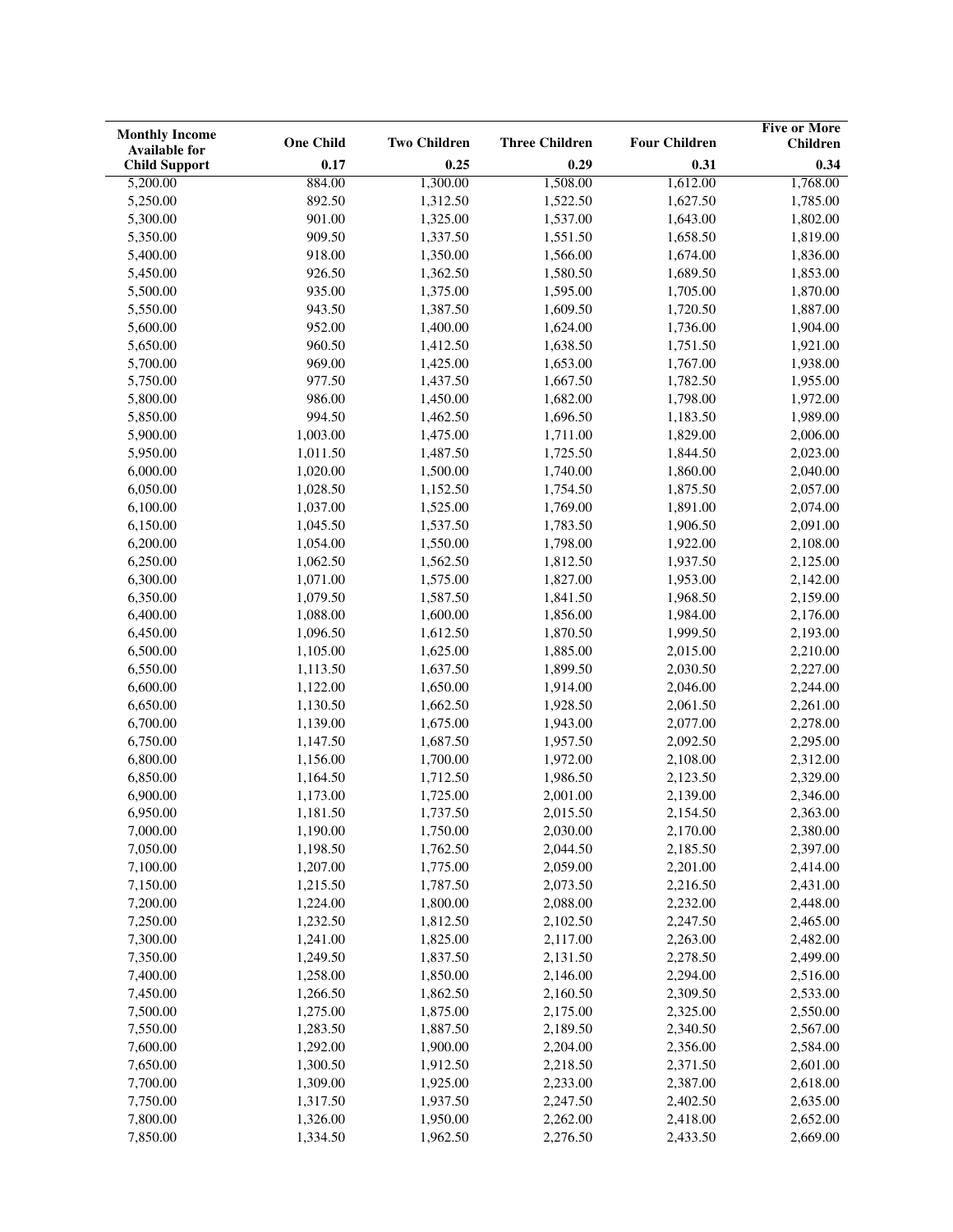| Monthly Income Available for Child Support | One Child 0.17 | Two Children 0.25 | Three Children 0.29 | Four Children 0.31 | Five or More Children 0.34 |
|---|---|---|---|---|---|
| 5,200.00 | 884.00 | 1,300.00 | 1,508.00 | 1,612.00 | 1,768.00 |
| 5,250.00 | 892.50 | 1,312.50 | 1,522.50 | 1,627.50 | 1,785.00 |
| 5,300.00 | 901.00 | 1,325.00 | 1,537.00 | 1,643.00 | 1,802.00 |
| 5,350.00 | 909.50 | 1,337.50 | 1,551.50 | 1,658.50 | 1,819.00 |
| 5,400.00 | 918.00 | 1,350.00 | 1,566.00 | 1,674.00 | 1,836.00 |
| 5,450.00 | 926.50 | 1,362.50 | 1,580.50 | 1,689.50 | 1,853.00 |
| 5,500.00 | 935.00 | 1,375.00 | 1,595.00 | 1,705.00 | 1,870.00 |
| 5,550.00 | 943.50 | 1,387.50 | 1,609.50 | 1,720.50 | 1,887.00 |
| 5,600.00 | 952.00 | 1,400.00 | 1,624.00 | 1,736.00 | 1,904.00 |
| 5,650.00 | 960.50 | 1,412.50 | 1,638.50 | 1,751.50 | 1,921.00 |
| 5,700.00 | 969.00 | 1,425.00 | 1,653.00 | 1,767.00 | 1,938.00 |
| 5,750.00 | 977.50 | 1,437.50 | 1,667.50 | 1,782.50 | 1,955.00 |
| 5,800.00 | 986.00 | 1,450.00 | 1,682.00 | 1,798.00 | 1,972.00 |
| 5,850.00 | 994.50 | 1,462.50 | 1,696.50 | 1,183.50 | 1,989.00 |
| 5,900.00 | 1,003.00 | 1,475.00 | 1,711.00 | 1,829.00 | 2,006.00 |
| 5,950.00 | 1,011.50 | 1,487.50 | 1,725.50 | 1,844.50 | 2,023.00 |
| 6,000.00 | 1,020.00 | 1,500.00 | 1,740.00 | 1,860.00 | 2,040.00 |
| 6,050.00 | 1,028.50 | 1,152.50 | 1,754.50 | 1,875.50 | 2,057.00 |
| 6,100.00 | 1,037.00 | 1,525.00 | 1,769.00 | 1,891.00 | 2,074.00 |
| 6,150.00 | 1,045.50 | 1,537.50 | 1,783.50 | 1,906.50 | 2,091.00 |
| 6,200.00 | 1,054.00 | 1,550.00 | 1,798.00 | 1,922.00 | 2,108.00 |
| 6,250.00 | 1,062.50 | 1,562.50 | 1,812.50 | 1,937.50 | 2,125.00 |
| 6,300.00 | 1,071.00 | 1,575.00 | 1,827.00 | 1,953.00 | 2,142.00 |
| 6,350.00 | 1,079.50 | 1,587.50 | 1,841.50 | 1,968.50 | 2,159.00 |
| 6,400.00 | 1,088.00 | 1,600.00 | 1,856.00 | 1,984.00 | 2,176.00 |
| 6,450.00 | 1,096.50 | 1,612.50 | 1,870.50 | 1,999.50 | 2,193.00 |
| 6,500.00 | 1,105.00 | 1,625.00 | 1,885.00 | 2,015.00 | 2,210.00 |
| 6,550.00 | 1,113.50 | 1,637.50 | 1,899.50 | 2,030.50 | 2,227.00 |
| 6,600.00 | 1,122.00 | 1,650.00 | 1,914.00 | 2,046.00 | 2,244.00 |
| 6,650.00 | 1,130.50 | 1,662.50 | 1,928.50 | 2,061.50 | 2,261.00 |
| 6,700.00 | 1,139.00 | 1,675.00 | 1,943.00 | 2,077.00 | 2,278.00 |
| 6,750.00 | 1,147.50 | 1,687.50 | 1,957.50 | 2,092.50 | 2,295.00 |
| 6,800.00 | 1,156.00 | 1,700.00 | 1,972.00 | 2,108.00 | 2,312.00 |
| 6,850.00 | 1,164.50 | 1,712.50 | 1,986.50 | 2,123.50 | 2,329.00 |
| 6,900.00 | 1,173.00 | 1,725.00 | 2,001.00 | 2,139.00 | 2,346.00 |
| 6,950.00 | 1,181.50 | 1,737.50 | 2,015.50 | 2,154.50 | 2,363.00 |
| 7,000.00 | 1,190.00 | 1,750.00 | 2,030.00 | 2,170.00 | 2,380.00 |
| 7,050.00 | 1,198.50 | 1,762.50 | 2,044.50 | 2,185.50 | 2,397.00 |
| 7,100.00 | 1,207.00 | 1,775.00 | 2,059.00 | 2,201.00 | 2,414.00 |
| 7,150.00 | 1,215.50 | 1,787.50 | 2,073.50 | 2,216.50 | 2,431.00 |
| 7,200.00 | 1,224.00 | 1,800.00 | 2,088.00 | 2,232.00 | 2,448.00 |
| 7,250.00 | 1,232.50 | 1,812.50 | 2,102.50 | 2,247.50 | 2,465.00 |
| 7,300.00 | 1,241.00 | 1,825.00 | 2,117.00 | 2,263.00 | 2,482.00 |
| 7,350.00 | 1,249.50 | 1,837.50 | 2,131.50 | 2,278.50 | 2,499.00 |
| 7,400.00 | 1,258.00 | 1,850.00 | 2,146.00 | 2,294.00 | 2,516.00 |
| 7,450.00 | 1,266.50 | 1,862.50 | 2,160.50 | 2,309.50 | 2,533.00 |
| 7,500.00 | 1,275.00 | 1,875.00 | 2,175.00 | 2,325.00 | 2,550.00 |
| 7,550.00 | 1,283.50 | 1,887.50 | 2,189.50 | 2,340.50 | 2,567.00 |
| 7,600.00 | 1,292.00 | 1,900.00 | 2,204.00 | 2,356.00 | 2,584.00 |
| 7,650.00 | 1,300.50 | 1,912.50 | 2,218.50 | 2,371.50 | 2,601.00 |
| 7,700.00 | 1,309.00 | 1,925.00 | 2,233.00 | 2,387.00 | 2,618.00 |
| 7,750.00 | 1,317.50 | 1,937.50 | 2,247.50 | 2,402.50 | 2,635.00 |
| 7,800.00 | 1,326.00 | 1,950.00 | 2,262.00 | 2,418.00 | 2,652.00 |
| 7,850.00 | 1,334.50 | 1,962.50 | 2,276.50 | 2,433.50 | 2,669.00 |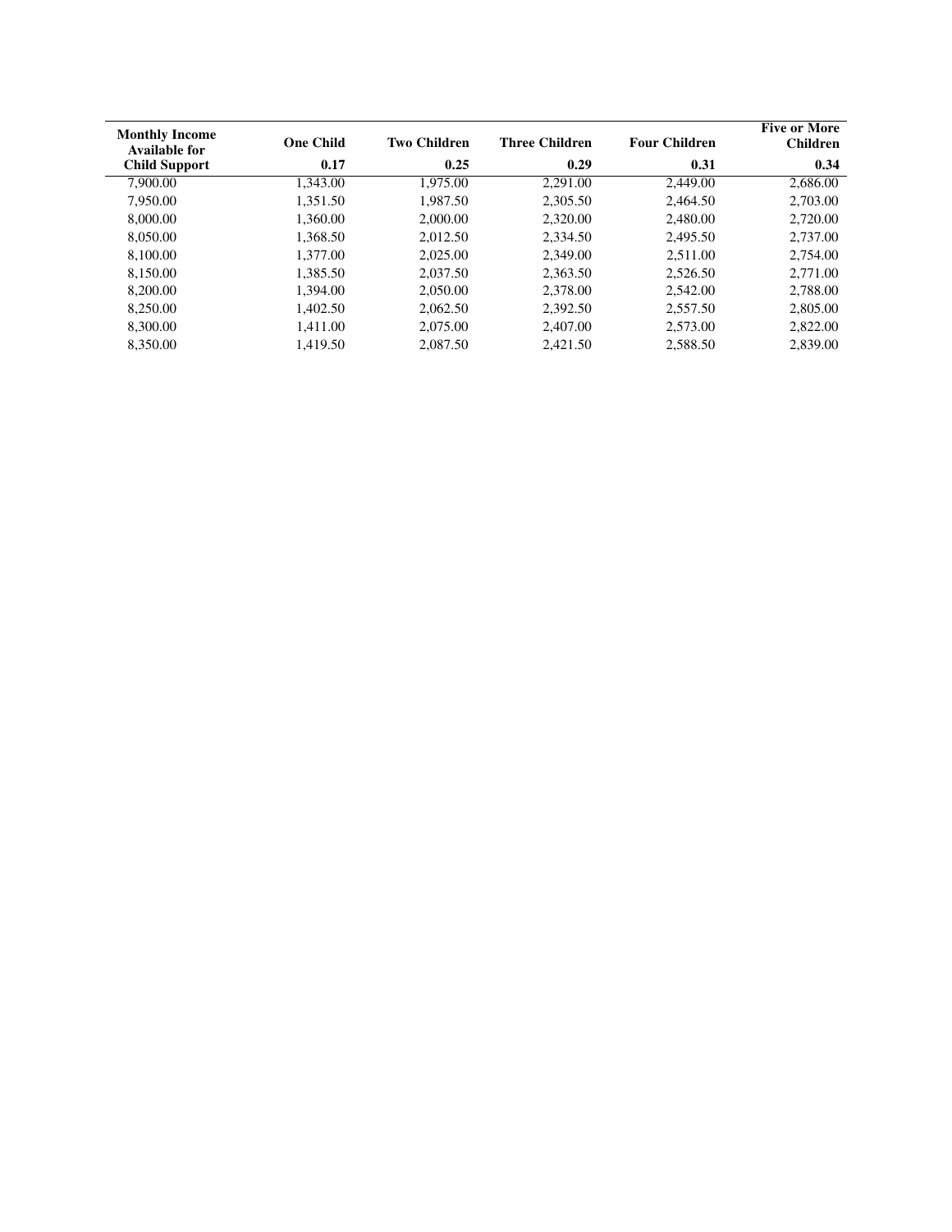| Monthly Income Available for Child Support | One Child | Two Children | Three Children | Four Children | Five or More Children |
|---|---|---|---|---|---|
| | 0.17 | 0.25 | 0.29 | 0.31 | 0.34 |
| 7,900.00 | 1,343.00 | 1,975.00 | 2,291.00 | 2,449.00 | 2,686.00 |
| 7,950.00 | 1,351.50 | 1,987.50 | 2,305.50 | 2,464.50 | 2,703.00 |
| 8,000.00 | 1,360.00 | 2,000.00 | 2,320.00 | 2,480.00 | 2,720.00 |
| 8,050.00 | 1,368.50 | 2,012.50 | 2,334.50 | 2,495.50 | 2,737.00 |
| 8,100.00 | 1,377.00 | 2,025.00 | 2,349.00 | 2,511.00 | 2,754.00 |
| 8,150.00 | 1,385.50 | 2,037.50 | 2,363.50 | 2,526.50 | 2,771.00 |
| 8,200.00 | 1,394.00 | 2,050.00 | 2,378.00 | 2,542.00 | 2,788.00 |
| 8,250.00 | 1,402.50 | 2,062.50 | 2,392.50 | 2,557.50 | 2,805.00 |
| 8,300.00 | 1,411.00 | 2,075.00 | 2,407.00 | 2,573.00 | 2,822.00 |
| 8,350.00 | 1,419.50 | 2,087.50 | 2,421.50 | 2,588.50 | 2,839.00 |